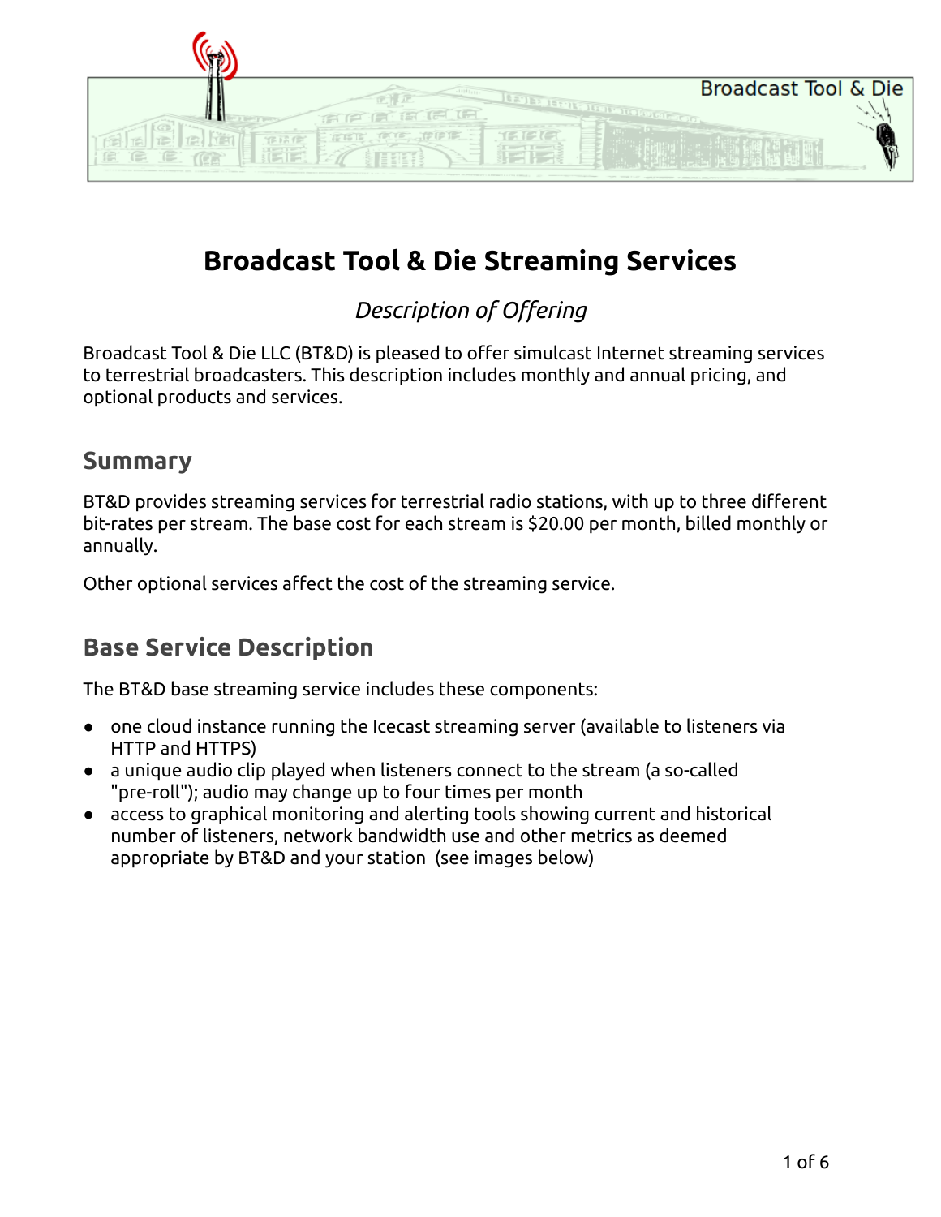# Broadcast Tool & Die Streaming Services

*Description of Offering*

Broadcast Tool & Die LLC (BT&D) is pleased to offer simulcast Internet streaming services to terrestrial broadcasters. This description includes monthly and annual pricing, and optional products and services.

## Summary

BT&D provides streaming services for terrestrial radio stations, with up to three different bit-rates per stream. The base cost for each stream is $20.00 per month, billed monthly or annually.

Other optional services affect the cost of the streaming service.

## Base Service Description

The BT&D base streaming service includes these components:

- one cloud instance running the Icecast streaming server (available to listeners via HTTP and HTTPS)
- a unique audio clip played when listeners connect to the stream (a so-called "pre-roll"); audio may change up to four times per month
- access to graphical monitoring and alerting tools showing current and historical number of listeners, network bandwidth use and other metrics as deemed appropriate by BT&D and your station (see images below)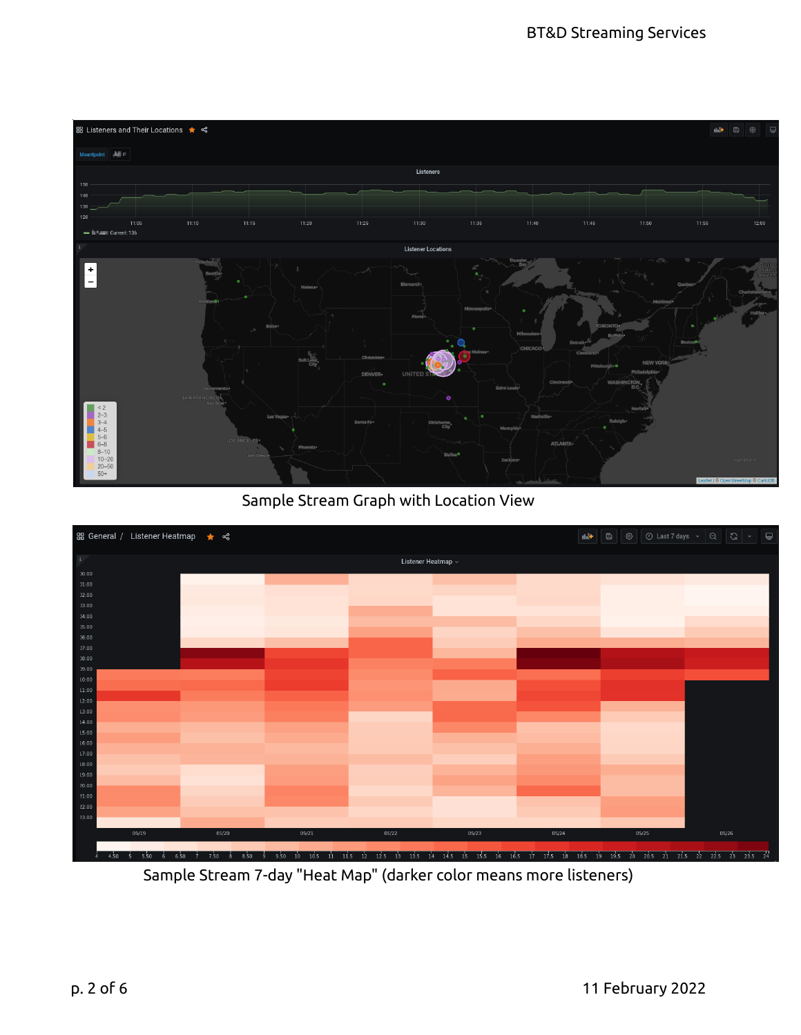Sample Stream Graph with Location View

Sample Stream 7-day "Heat Map" (darker color means more listeners)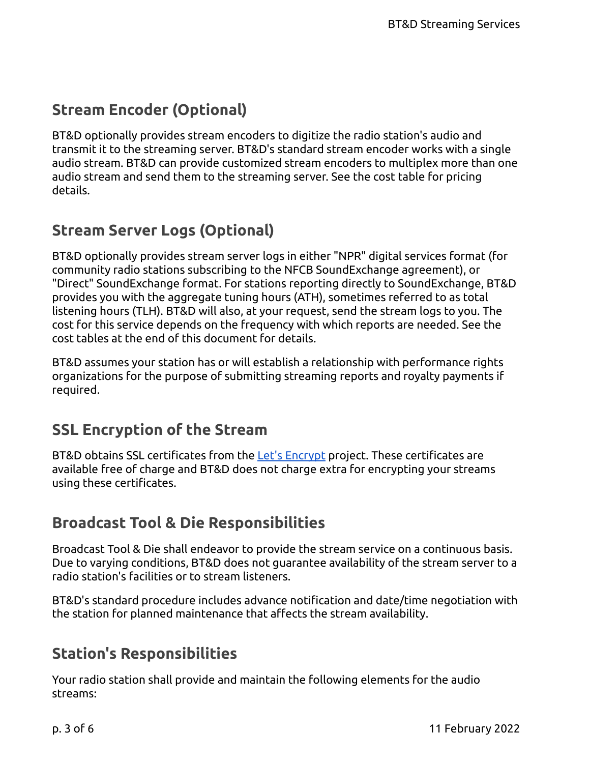## Stream Encoder (Optional)

BT&D optionally provides stream encoders to digitize the radio station's audio and transmit it to the streaming server. BT&D's standard stream encoder works with a single audio stream. BT&D can provide customized stream encoders to multiplex more than one audio stream and send them to the streaming server. See the cost table for pricing details.

## Stream Server Logs (Optional)

BT&D optionally provides stream server logs in either "NPR" digital services format (for community radio stations subscribing to the NFCB SoundExchange agreement), or "Direct" SoundExchange format. For stations reporting directly to SoundExchange, BT&D provides you with the aggregate tuning hours (ATH), sometimes referred to as total listening hours (TLH). BT&D will also, at your request, send the stream logs to you. The cost for this service depends on the frequency with which reports are needed. See the cost tables at the end of this document for details.

BT&D assumes your station has or will establish a relationship with performance rights organizations for the purpose of submitting streaming reports and royalty payments if required.

## SSL Encryption of the Stream

BT&D obtains SSL certificates from the [Let's Encrypt](https://letsencrypt.org) project. These certificates are available free of charge and BT&D does not charge extra for encrypting your streams using these certificates.

## Broadcast Tool & Die Responsibilities

Broadcast Tool & Die shall endeavor to provide the stream service on a continuous basis. Due to varying conditions, BT&D does not guarantee availability of the stream server to a radio station's facilities or to stream listeners.

BT&D's standard procedure includes advance notification and date/time negotiation with the station for planned maintenance that affects the stream availability.

## Station's Responsibilities

Your radio station shall provide and maintain the following elements for the audio streams: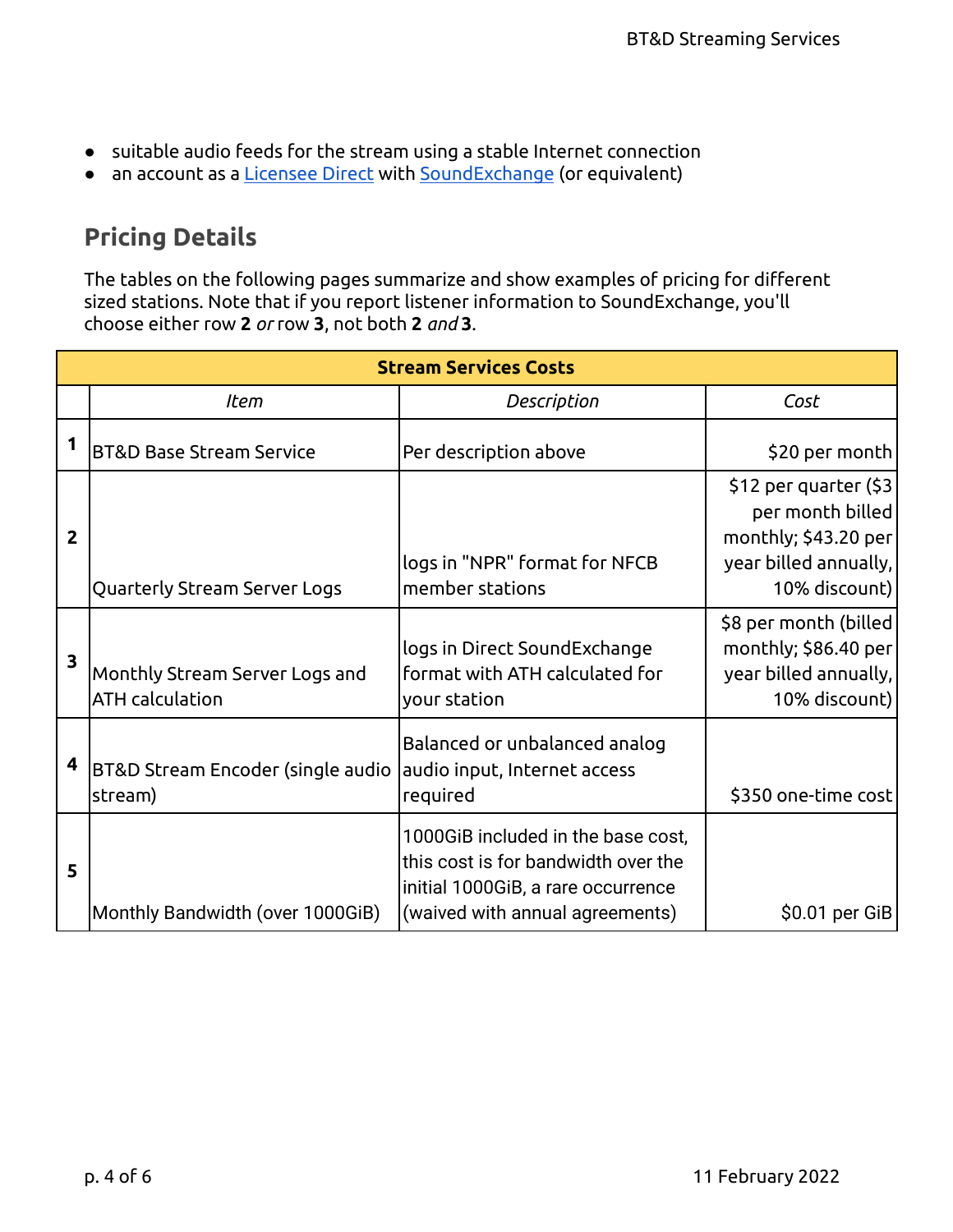- suitable audio feeds for the stream using a stable Internet connection
- an account as a [Licensee Direct](#) with [SoundExchange](#) (or equivalent)

## Pricing Details

The tables on the following pages summarize and show examples of pricing for different sized stations. Note that if you report listener information to SoundExchange, you'll choose either row **2** *or* row **3**, not both **2** *and* **3**.

| Stream Services Costs | | | |
|---|---|---|---|
| | *Item* | *Description* | *Cost* |
| **1** | BT&D Base Stream Service | Per description above | $20 per month |
| **2** | Quarterly Stream Server Logs | logs in "NPR" format for NFCB member stations | $12 per quarter ($3 per month billed monthly; $43.20 per year billed annually, 10% discount) |
| **3** | Monthly Stream Server Logs and ATH calculation | logs in Direct SoundExchange format with ATH calculated for your station | $8 per month (billed monthly; $86.40 per year billed annually, 10% discount) |
| **4** | BT&D Stream Encoder (single audio stream) | Balanced or unbalanced analog audio input, Internet access required | $350 one-time cost |
| **5** | Monthly Bandwidth (over 1000GiB) | 1000GiB included in the base cost, this cost is for bandwidth over the initial 1000GiB, a rare occurrence (waived with annual agreements) | $0.01 per GiB |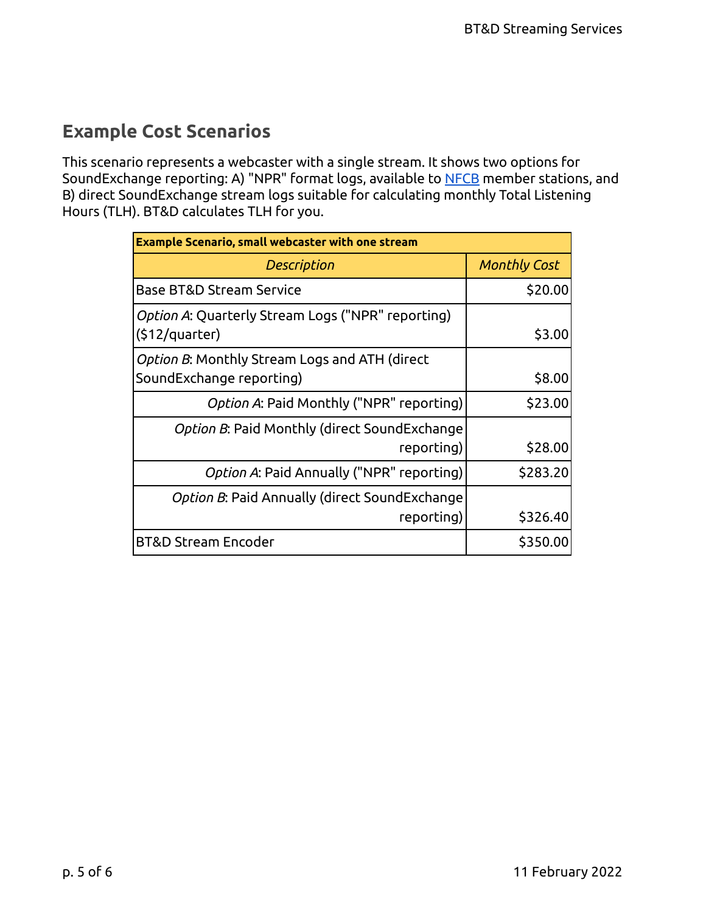## Example Cost Scenarios

This scenario represents a webcaster with a single stream. It shows two options for SoundExchange reporting: A) "NPR" format logs, available to NFCB member stations, and B) direct SoundExchange stream logs suitable for calculating monthly Total Listening Hours (TLH). BT&D calculates TLH for you.

| **Example Scenario, small webcaster with one stream** | |
|---|---|
| *Description* | *Monthly Cost* |
| Base BT&D Stream Service | $20.00 |
| *Option A*: Quarterly Stream Logs ("NPR" reporting) ($12/quarter) | $3.00 |
| *Option B*: Monthly Stream Logs and ATH (direct SoundExchange reporting) | $8.00 |
| *Option A*: Paid Monthly ("NPR" reporting) | $23.00 |
| *Option B*: Paid Monthly (direct SoundExchange reporting) | $28.00 |
| *Option A*: Paid Annually ("NPR" reporting) | $283.20 |
| *Option B*: Paid Annually (direct SoundExchange reporting) | $326.40 |
| BT&D Stream Encoder | $350.00 |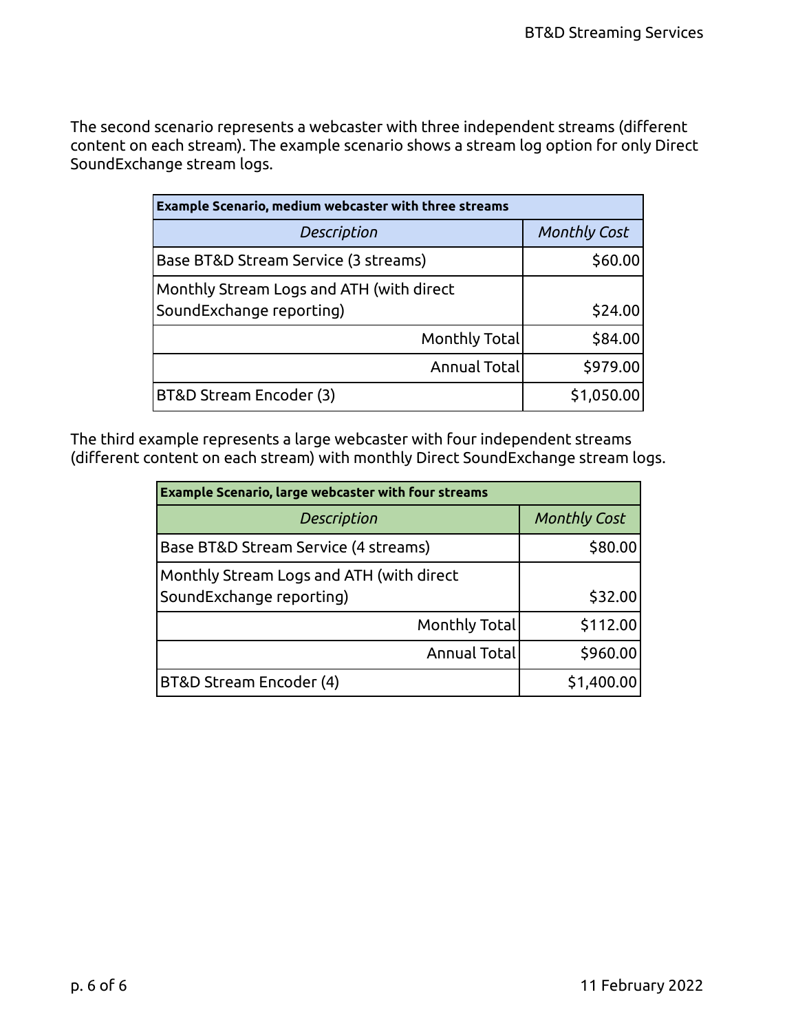The second scenario represents a webcaster with three independent streams (different content on each stream). The example scenario shows a stream log option for only Direct SoundExchange stream logs.

| **Example Scenario, medium webcaster with three streams** | |
|---|---|
| *Description* | *Monthly Cost* |
| Base BT&D Stream Service (3 streams) | $60.00 |
| Monthly Stream Logs and ATH (with direct SoundExchange reporting) | $24.00 |
| Monthly Total | $84.00 |
| Annual Total | $979.00 |
| BT&D Stream Encoder (3) | $1,050.00 |

The third example represents a large webcaster with four independent streams (different content on each stream) with monthly Direct SoundExchange stream logs.

| **Example Scenario, large webcaster with four streams** | |
|---|---|
| *Description* | *Monthly Cost* |
| Base BT&D Stream Service (4 streams) | $80.00 |
| Monthly Stream Logs and ATH (with direct SoundExchange reporting) | $32.00 |
| Monthly Total | $112.00 |
| Annual Total | $960.00 |
| BT&D Stream Encoder (4) | $1,400.00 |